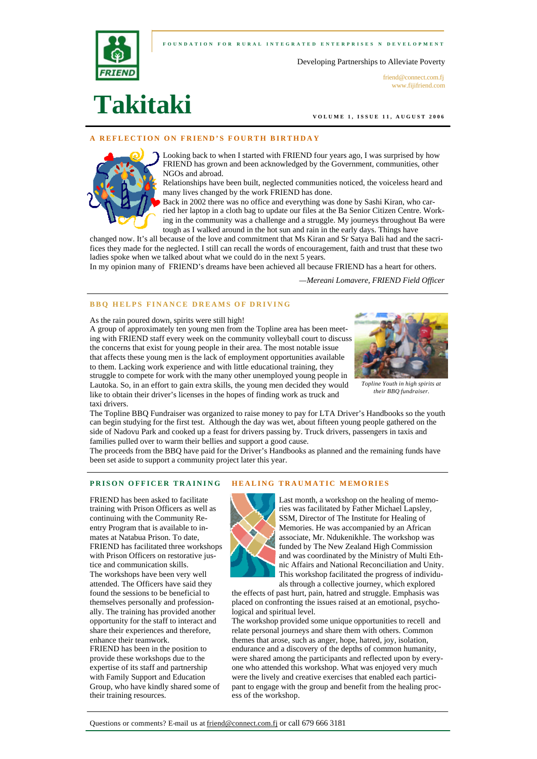FOUNDATION FOR RURAL INTEGRATED ENTERPRISES N DEVELOPMENT

Developing Partnerships to Alleviate Poverty

friend@connect.com.fj
www.fijifriend.com

# Takitaki

VOLUME 1, ISSUE 11, AUGUST 2006

## A REFLECTION ON FRIEND'S FOURTH BIRTHDAY

Looking back to when I started with FRIEND four years ago, I was surprised by how FRIEND has grown and been acknowledged by the Government, communities, other NGOs and abroad.

Relationships have been built, neglected communities noticed, the voiceless heard and many lives changed by the work FRIEND has done.

Back in 2002 there was no office and everything was done by Sashi Kiran, who carried her laptop in a cloth bag to update our files at the Ba Senior Citizen Centre. Working in the community was a challenge and a struggle. My journeys throughout Ba were tough as I walked around in the hot sun and rain in the early days. Things have changed now. It's all because of the love and commitment that Ms Kiran and Sr Satya Bali had and the sacrifices they made for the neglected. I still can recall the words of encouragement, faith and trust that these two ladies spoke when we talked about what we could do in the next 5 years.

In my opinion many of FRIEND's dreams have been achieved all because FRIEND has a heart for others.

*—Mereani Lomavere, FRIEND Field Officer*

## BBQ HELPS FINANCE DREAMS OF DRIVING

As the rain poured down, spirits were still high!

A group of approximately ten young men from the Topline area has been meeting with FRIEND staff every week on the community volleyball court to discuss the concerns that exist for young people in their area. The most notable issue that affects these young men is the lack of employment opportunities available to them. Lacking work experience and with little educational training, they struggle to compete for work with the many other unemployed young people in Lautoka. So, in an effort to gain extra skills, the young men decided they would like to obtain their driver's licenses in the hopes of finding work as truck and taxi drivers.

*Topline Youth in high spirits at their BBQ fundraiser.*

The Topline BBQ Fundraiser was organized to raise money to pay for LTA Driver's Handbooks so the youth can begin studying for the first test. Although the day was wet, about fifteen young people gathered on the side of Nadovu Park and cooked up a feast for drivers passing by. Truck drivers, passengers in taxis and families pulled over to warm their bellies and support a good cause.

The proceeds from the BBQ have paid for the Driver's Handbooks as planned and the remaining funds have been set aside to support a community project later this year.

## PRISON OFFICER TRAINING

FRIEND has been asked to facilitate training with Prison Officers as well as continuing with the Community Re-entry Program that is available to inmates at Natabua Prison. To date, FRIEND has facilitated three workshops with Prison Officers on restorative justice and communication skills.

The workshops have been very well attended. The Officers have said they found the sessions to be beneficial to themselves personally and professionally. The training has provided another opportunity for the staff to interact and share their experiences and therefore, enhance their teamwork.

FRIEND has been in the position to provide these workshops due to the expertise of its staff and partnership with Family Support and Education Group, who have kindly shared some of their training resources.

## HEALING TRAUMATIC MEMORIES

Last month, a workshop on the healing of memories was facilitated by Father Michael Lapsley, SSM, Director of The Institute for Healing of Memories. He was accompanied by an African associate, Mr. Ndukenikhle. The workshop was funded by The New Zealand High Commission and was coordinated by the Ministry of Multi Ethnic Affairs and National Reconciliation and Unity. This workshop facilitated the progress of individuals through a collective journey, which explored the effects of past hurt, pain, hatred and struggle. Emphasis was placed on confronting the issues raised at an emotional, psychological and spiritual level.

The workshop provided some unique opportunities to recell and relate personal journeys and share them with others. Common themes that arose, such as anger, hope, hatred, joy, isolation, endurance and a discovery of the depths of common humanity, were shared among the participants and reflected upon by everyone who attended this workshop. What was enjoyed very much were the lively and creative exercises that enabled each participant to engage with the group and benefit from the healing process of the workshop.

Questions or comments? E-mail us at friend@connect.com.fj or call 679 666 3181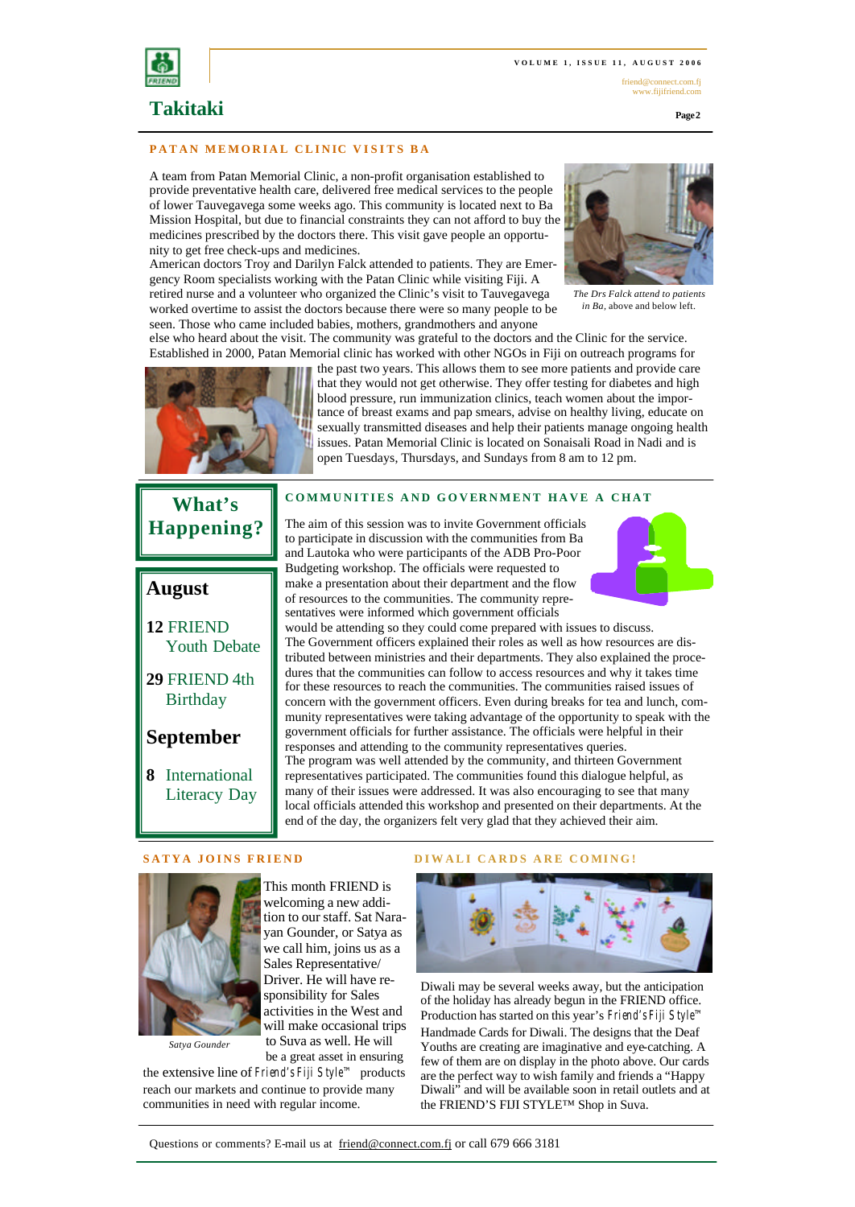# Takitaki

## PATAN MEMORIAL CLINIC VISITS BA

A team from Patan Memorial Clinic, a non-profit organisation established to provide preventative health care, delivered free medical services to the people of lower Tauvegavega some weeks ago. This community is located next to Ba Mission Hospital, but due to financial constraints they can not afford to buy the medicines prescribed by the doctors there. This visit gave people an opportunity to get free check-ups and medicines.

American doctors Troy and Darilyn Falck attended to patients. They are Emergency Room specialists working with the Patan Clinic while visiting Fiji. A retired nurse and a volunteer who organized the Clinic's visit to Tauvegavega worked overtime to assist the doctors because there were so many people to be seen. Those who came included babies, mothers, grandmothers and anyone else who heard about the visit. The community was grateful to the doctors and the Clinic for the service.

*The Drs Falck attend to patients in Ba, above and below left.*

Established in 2000, Patan Memorial clinic has worked with other NGOs in Fiji on outreach programs for the past two years. This allows them to see more patients and provide care that they would not get otherwise. They offer testing for diabetes and high blood pressure, run immunization clinics, teach women about the importance of breast exams and pap smears, advise on healthy living, educate on sexually transmitted diseases and help their patients manage ongoing health issues. Patan Memorial Clinic is located on Sonaisali Road in Nadi and is open Tuesdays, Thursdays, and Sundays from 8 am to 12 pm.

## What's Happening?

### August

**12** FRIEND Youth Debate

**29** FRIEND 4th Birthday

### September

**8** International Literacy Day

## COMMUNITIES AND GOVERNMENT HAVE A CHAT

The aim of this session was to invite Government officials to participate in discussion with the communities from Ba and Lautoka who were participants of the ADB Pro-Poor Budgeting workshop. The officials were requested to make a presentation about their department and the flow of resources to the communities. The community representatives were informed which government officials would be attending so they could come prepared with issues to discuss.

The Government officers explained their roles as well as how resources are distributed between ministries and their departments. They also explained the procedures that the communities can follow to access resources and why it takes time for these resources to reach the communities. The communities raised issues of concern with the government officers. Even during breaks for tea and lunch, community representatives were taking advantage of the opportunity to speak with the government officials for further assistance. The officials were helpful in their responses and attending to the community representatives queries.

The program was well attended by the community, and thirteen Government representatives participated. The communities found this dialogue helpful, as many of their issues were addressed. It was also encouraging to see that many local officials attended this workshop and presented on their departments. At the end of the day, the organizers felt very glad that they achieved their aim.

## SATYA JOINS FRIEND

*Satya Gounder*

This month FRIEND is welcoming a new addition to our staff. Sat Narayan Gounder, or Satya as we call him, joins us as a Sales Representative/ Driver. He will have responsibility for Sales activities in the West and will make occasional trips to Suva as well. He will be a great asset in ensuring the extensive line of Friend's Fiji Style™ products reach our markets and continue to provide many communities in need with regular income.

## DIWALI CARDS ARE COMING!

Diwali may be several weeks away, but the anticipation of the holiday has already begun in the FRIEND office. Production has started on this year's Friend's Fiji Style™ Handmade Cards for Diwali. The designs that the Deaf Youths are creating are imaginative and eye-catching. A few of them are on display in the photo above. Our cards are the perfect way to wish family and friends a "Happy Diwali" and will be available soon in retail outlets and at the FRIEND'S FIJI STYLE™ Shop in Suva.

Questions or comments? E-mail us at friend@connect.com.fj or call 679 666 3181